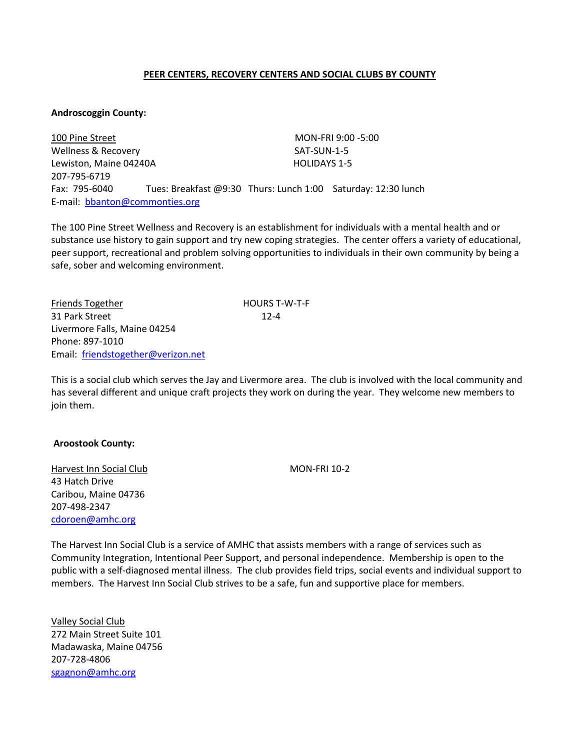# PEER CENTERS, RECOVERY CENTERS AND SOCIAL CLUBS BY COUNTY

**Androscoggin County:**

100 Pine Street
Wellness & Recovery
Lewiston, Maine 04240A
207-795-6719
Fax: 795-6040
E-mail: bbanton@commonties.org

MON-FRI 9:00 -5:00
SAT-SUN-1-5
HOLIDAYS 1-5

Tues: Breakfast @9:30 Thurs: Lunch 1:00 Saturday: 12:30 lunch

The 100 Pine Street Wellness and Recovery is an establishment for individuals with a mental health and or substance use history to gain support and try new coping strategies. The center offers a variety of educational, peer support, recreational and problem solving opportunities to individuals in their own community by being a safe, sober and welcoming environment.

Friends Together
31 Park Street
Livermore Falls, Maine 04254
Phone: 897-1010
Email: friendstogether@verizon.net

HOURS T-W-T-F
12-4

This is a social club which serves the Jay and Livermore area. The club is involved with the local community and has several different and unique craft projects they work on during the year. They welcome new members to join them.

**Aroostook County:**

Harvest Inn Social Club
43 Hatch Drive
Caribou, Maine 04736
207-498-2347
cdoroen@amhc.org

MON-FRI 10-2

The Harvest Inn Social Club is a service of AMHC that assists members with a range of services such as Community Integration, Intentional Peer Support, and personal independence. Membership is open to the public with a self-diagnosed mental illness. The club provides field trips, social events and individual support to members. The Harvest Inn Social Club strives to be a safe, fun and supportive place for members.

Valley Social Club
272 Main Street Suite 101
Madawaska, Maine 04756
207-728-4806
sgagnon@amhc.org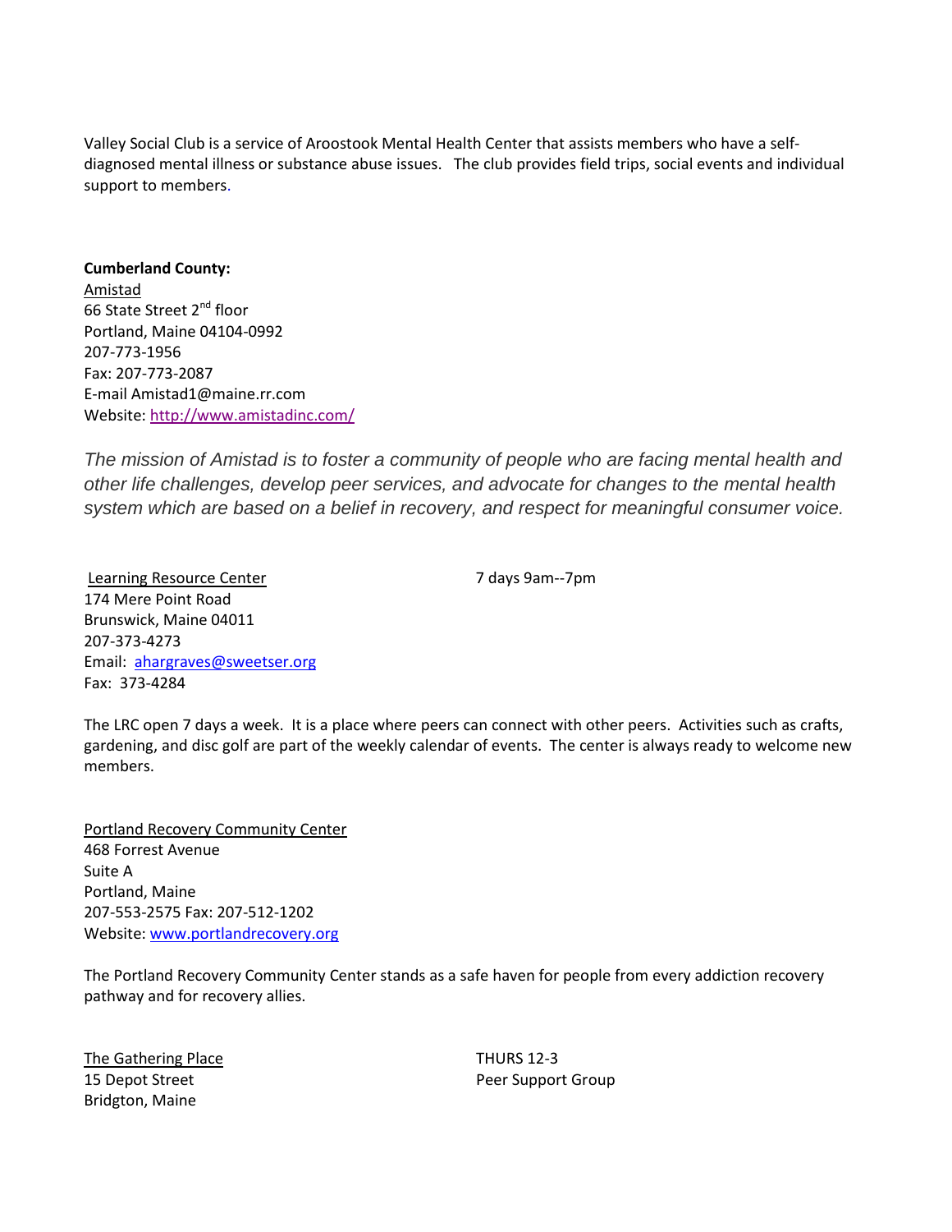Valley Social Club is a service of Aroostook Mental Health Center that assists members who have a self-diagnosed mental illness or substance abuse issues. The club provides field trips, social events and individual support to members.

**Cumberland County:**

Amistad
66 State Street 2nd floor
Portland, Maine 04104-0992
207-773-1956
Fax: 207-773-2087
E-mail Amistad1@maine.rr.com
Website: http://www.amistadinc.com/

*The mission of Amistad is to foster a community of people who are facing mental health and other life challenges, develop peer services, and advocate for changes to the mental health system which are based on a belief in recovery, and respect for meaningful consumer voice.*

Learning Resource Center — 7 days 9am--7pm
174 Mere Point Road
Brunswick, Maine 04011
207-373-4273
Email: ahargraves@sweetser.org
Fax: 373-4284

The LRC open 7 days a week. It is a place where peers can connect with other peers. Activities such as crafts, gardening, and disc golf are part of the weekly calendar of events. The center is always ready to welcome new members.

Portland Recovery Community Center
468 Forrest Avenue
Suite A
Portland, Maine
207-553-2575 Fax: 207-512-1202
Website: www.portlandrecovery.org

The Portland Recovery Community Center stands as a safe haven for people from every addiction recovery pathway and for recovery allies.

The Gathering Place — THURS 12-3, Peer Support Group
15 Depot Street
Bridgton, Maine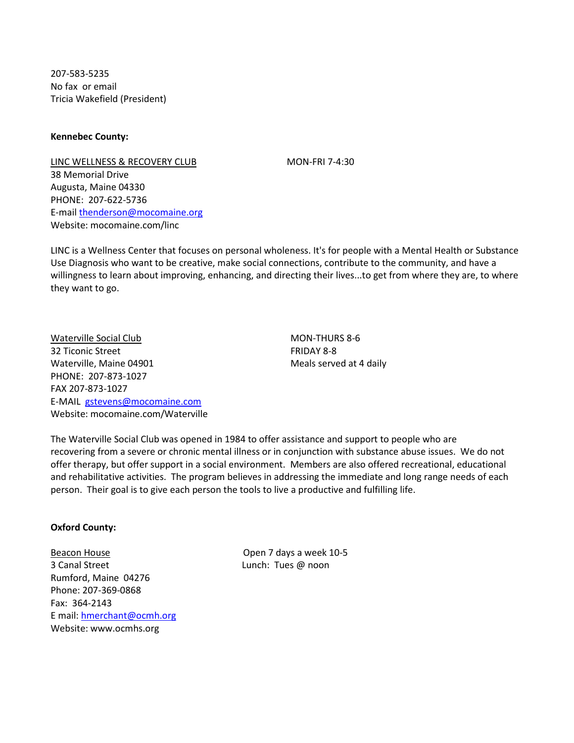207-583-5235
No fax or email
Tricia Wakefield (President)

**Kennebec County:**

LINC WELLNESS & RECOVERY CLUB
38 Memorial Drive
Augusta, Maine 04330
PHONE: 207-622-5736
E-mail thenderson@mocomaine.org
Website: mocomaine.com/linc

MON-FRI 7-4:30

LINC is a Wellness Center that focuses on personal wholeness. It's for people with a Mental Health or Substance Use Diagnosis who want to be creative, make social connections, contribute to the community, and have a willingness to learn about improving, enhancing, and directing their lives...to get from where they are, to where they want to go.

Waterville Social Club
32 Ticonic Street
Waterville, Maine 04901
PHONE: 207-873-1027
FAX 207-873-1027
E-MAIL gstevens@mocomaine.com
Website: mocomaine.com/Waterville

MON-THURS 8-6
FRIDAY 8-8
Meals served at 4 daily

The Waterville Social Club was opened in 1984 to offer assistance and support to people who are recovering from a severe or chronic mental illness or in conjunction with substance abuse issues. We do not offer therapy, but offer support in a social environment. Members are also offered recreational, educational and rehabilitative activities. The program believes in addressing the immediate and long range needs of each person. Their goal is to give each person the tools to live a productive and fulfilling life.

**Oxford County:**

Beacon House
3 Canal Street
Rumford, Maine 04276
Phone: 207-369-0868
Fax: 364-2143
E mail: hmerchant@ocmh.org
Website: www.ocmhs.org

Open 7 days a week 10-5
Lunch: Tues @ noon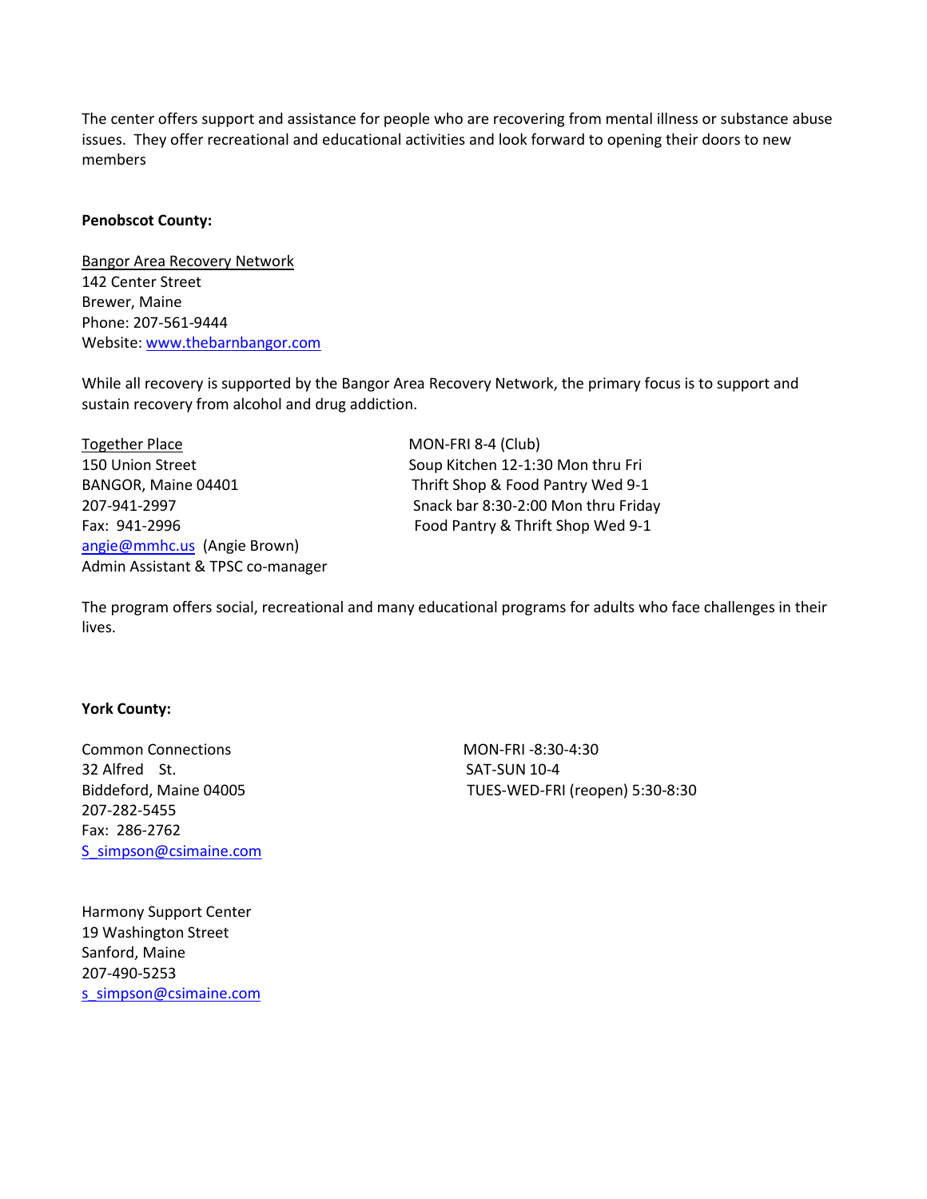The center offers support and assistance for people who are recovering from mental illness or substance abuse issues. They offer recreational and educational activities and look forward to opening their doors to new members

**Penobscot County:**

Bangor Area Recovery Network
142 Center Street
Brewer, Maine
Phone: 207-561-9444
Website: www.thebarnbangor.com

While all recovery is supported by the Bangor Area Recovery Network, the primary focus is to support and sustain recovery from alcohol and drug addiction.

Together Place
150 Union Street
BANGOR, Maine 04401
207-941-2997
Fax: 941-2996
angie@mmhc.us (Angie Brown)
Admin Assistant & TPSC co-manager

MON-FRI 8-4 (Club)
Soup Kitchen 12-1:30 Mon thru Fri
Thrift Shop & Food Pantry Wed 9-1
Snack bar 8:30-2:00 Mon thru Friday
Food Pantry & Thrift Shop Wed 9-1

The program offers social, recreational and many educational programs for adults who face challenges in their lives.

**York County:**

Common Connections
32 Alfred St.
Biddeford, Maine 04005
207-282-5455
Fax: 286-2762
S_simpson@csimaine.com

MON-FRI -8:30-4:30
SAT-SUN 10-4
TUES-WED-FRI (reopen) 5:30-8:30

Harmony Support Center
19 Washington Street
Sanford, Maine
207-490-5253
s_simpson@csimaine.com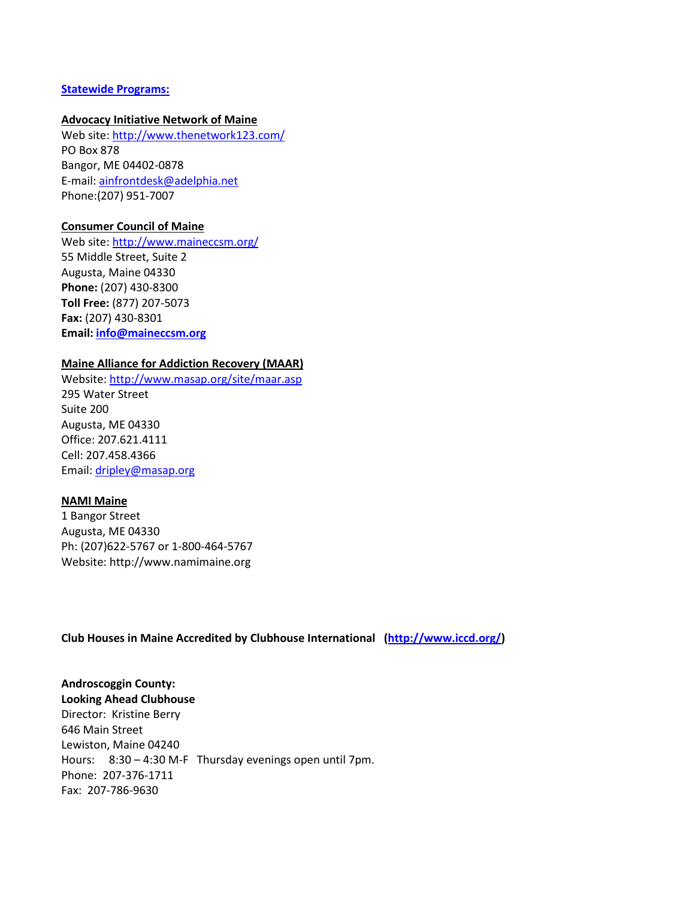## Statewide Programs:

**Advocacy Initiative Network of Maine**
Web site: http://www.thenetwork123.com/
PO Box 878
Bangor, ME 04402-0878
E-mail: ainfrontdesk@adelphia.net
Phone:(207) 951-7007

**Consumer Council of Maine**
Web site: http://www.maineccsm.org/
55 Middle Street, Suite 2
Augusta, Maine 04330
**Phone:** (207) 430-8300
**Toll Free:** (877) 207-5073
**Fax:** (207) 430-8301
**Email:** **info@maineccsm.org**

**Maine Alliance for Addiction Recovery (MAAR)**
Website: http://www.masap.org/site/maar.asp
295 Water Street
Suite 200
Augusta, ME 04330
Office: 207.621.4111
Cell: 207.458.4366
Email: dripley@masap.org

**NAMI Maine**
1 Bangor Street
Augusta, ME 04330
Ph: (207)622-5767 or 1-800-464-5767
Website: http://www.namimaine.org

**Club Houses in Maine Accredited by Clubhouse International (http://www.iccd.org/)**

**Androscoggin County:**
**Looking Ahead Clubhouse**
Director: Kristine Berry
646 Main Street
Lewiston, Maine 04240
Hours: 8:30 – 4:30 M-F Thursday evenings open until 7pm.
Phone: 207-376-1711
Fax: 207-786-9630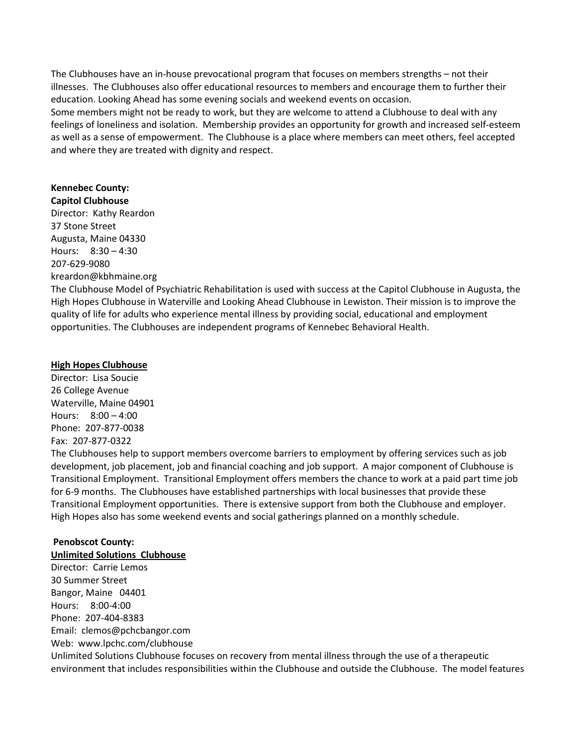The Clubhouses have an in-house prevocational program that focuses on members strengths – not their illnesses. The Clubhouses also offer educational resources to members and encourage them to further their education. Looking Ahead has some evening socials and weekend events on occasion.
Some members might not be ready to work, but they are welcome to attend a Clubhouse to deal with any feelings of loneliness and isolation. Membership provides an opportunity for growth and increased self-esteem as well as a sense of empowerment. The Clubhouse is a place where members can meet others, feel accepted and where they are treated with dignity and respect.

**Kennebec County:**
**Capitol Clubhouse**
Director: Kathy Reardon
37 Stone Street
Augusta, Maine 04330
Hours: 8:30 – 4:30
207-629-9080
kreardon@kbhmaine.org
The Clubhouse Model of Psychiatric Rehabilitation is used with success at the Capitol Clubhouse in Augusta, the High Hopes Clubhouse in Waterville and Looking Ahead Clubhouse in Lewiston. Their mission is to improve the quality of life for adults who experience mental illness by providing social, educational and employment opportunities. The Clubhouses are independent programs of Kennebec Behavioral Health.

**High Hopes Clubhouse**
Director: Lisa Soucie
26 College Avenue
Waterville, Maine 04901
Hours: 8:00 – 4:00
Phone: 207-877-0038
Fax: 207-877-0322
The Clubhouses help to support members overcome barriers to employment by offering services such as job development, job placement, job and financial coaching and job support. A major component of Clubhouse is Transitional Employment. Transitional Employment offers members the chance to work at a paid part time job for 6-9 months. The Clubhouses have established partnerships with local businesses that provide these Transitional Employment opportunities. There is extensive support from both the Clubhouse and employer. High Hopes also has some weekend events and social gatherings planned on a monthly schedule.

**Penobscot County:**
**Unlimited Solutions Clubhouse**
Director: Carrie Lemos
30 Summer Street
Bangor, Maine 04401
Hours: 8:00-4:00
Phone: 207-404-8383
Email: clemos@pchcbangor.com
Web: www.lpchc.com/clubhouse
Unlimited Solutions Clubhouse focuses on recovery from mental illness through the use of a therapeutic environment that includes responsibilities within the Clubhouse and outside the Clubhouse. The model features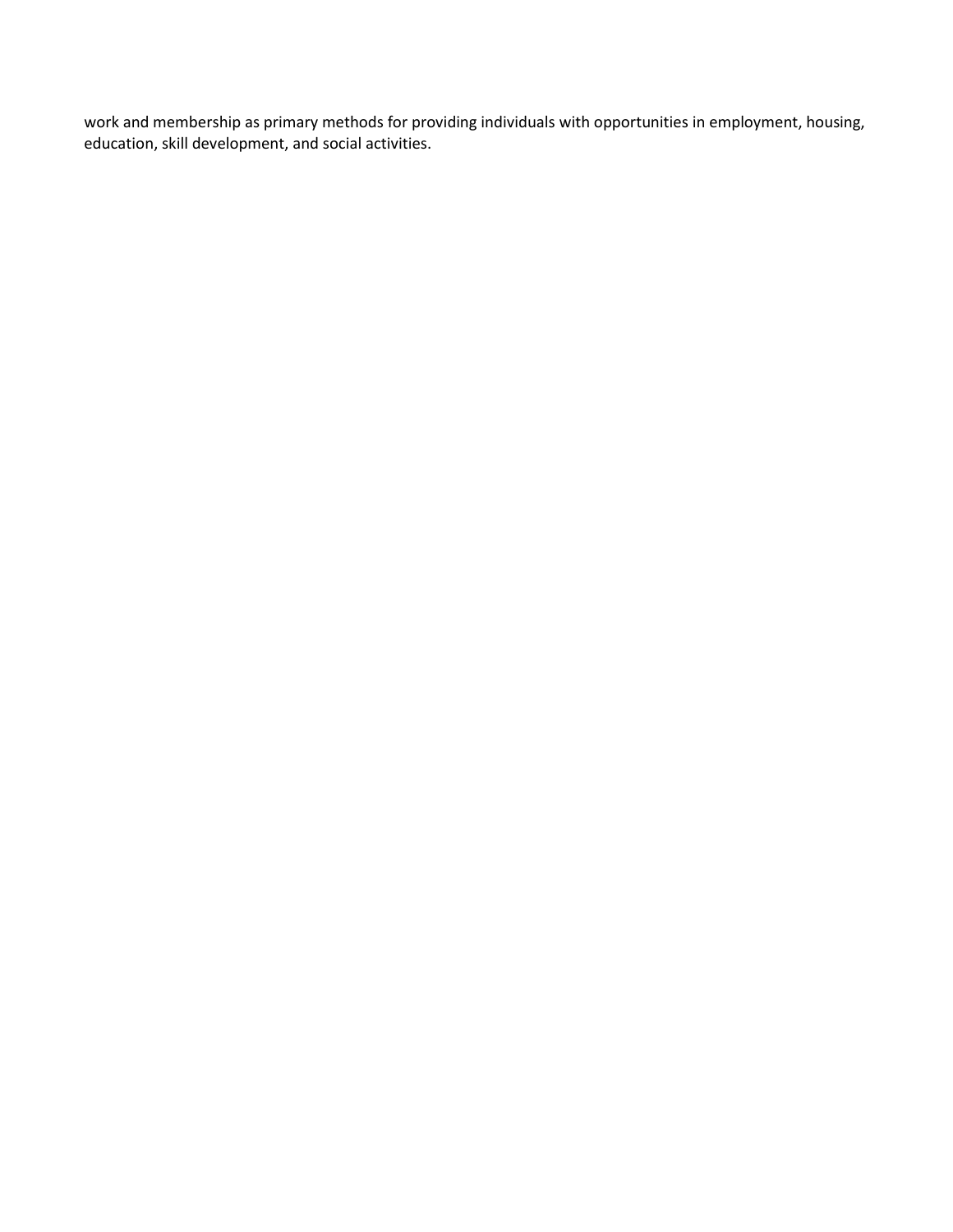work and membership as primary methods for providing individuals with opportunities in employment, housing, education, skill development, and social activities.